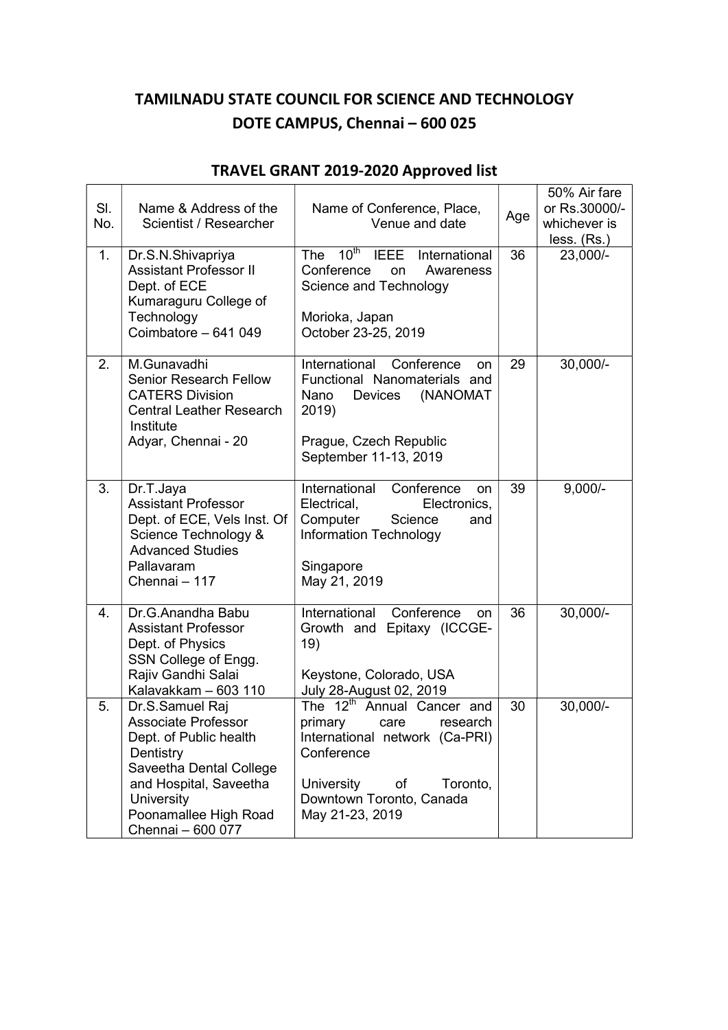# TAMILNADU STATE COUNCIL FOR SCIENCE AND TECHNOLOGY
# DOTE CAMPUS, Chennai – 600 025

## TRAVEL GRANT 2019-2020 Approved list

| Sl. No. | Name & Address of the Scientist / Researcher | Name of Conference, Place, Venue and date | Age | 50% Air fare or Rs.30000/- whichever is less. (Rs.) |
|---|---|---|---|---|
| 1. | Dr.S.N.Shivapriya<br>Assistant Professor II<br>Dept. of ECE<br>Kumaraguru College of Technology<br>Coimbatore – 641 049 | The 10th IEEE International Conference on Awareness Science and Technology<br><br>Morioka, Japan<br>October 23-25, 2019 | 36 | 23,000/- |
| 2. | M.Gunavadhi<br>Senior Research Fellow<br>CATERS Division<br>Central Leather Research Institute<br>Adyar, Chennai - 20 | International Conference on Functional Nanomaterials and Nano Devices (NANOMAT 2019)<br><br>Prague, Czech Republic<br>September 11-13, 2019 | 29 | 30,000/- |
| 3. | Dr.T.Jaya<br>Assistant Professor<br>Dept. of ECE, Vels Inst. Of Science Technology & Advanced Studies<br>Pallavaram<br>Chennai – 117 | International Conference on Electrical, Electronics, Computer Science and Information Technology<br><br>Singapore<br>May 21, 2019 | 39 | 9,000/- |
| 4. | Dr.G.Anandha Babu<br>Assistant Professor<br>Dept. of Physics<br>SSN College of Engg.<br>Rajiv Gandhi Salai<br>Kalavakkam – 603 110 | International Conference on Growth and Epitaxy (ICCGE-19)<br><br>Keystone, Colorado, USA<br>July 28-August 02, 2019 | 36 | 30,000/- |
| 5. | Dr.S.Samuel Raj<br>Associate Professor<br>Dept. of Public health Dentistry<br>Saveetha Dental College and Hospital, Saveetha University<br>Poonamallee High Road<br>Chennai – 600 077 | The 12th Annual Cancer and primary care research International network (Ca-PRI) Conference<br><br>University of Toronto, Downtown Toronto, Canada<br>May 21-23, 2019 | 30 | 30,000/- |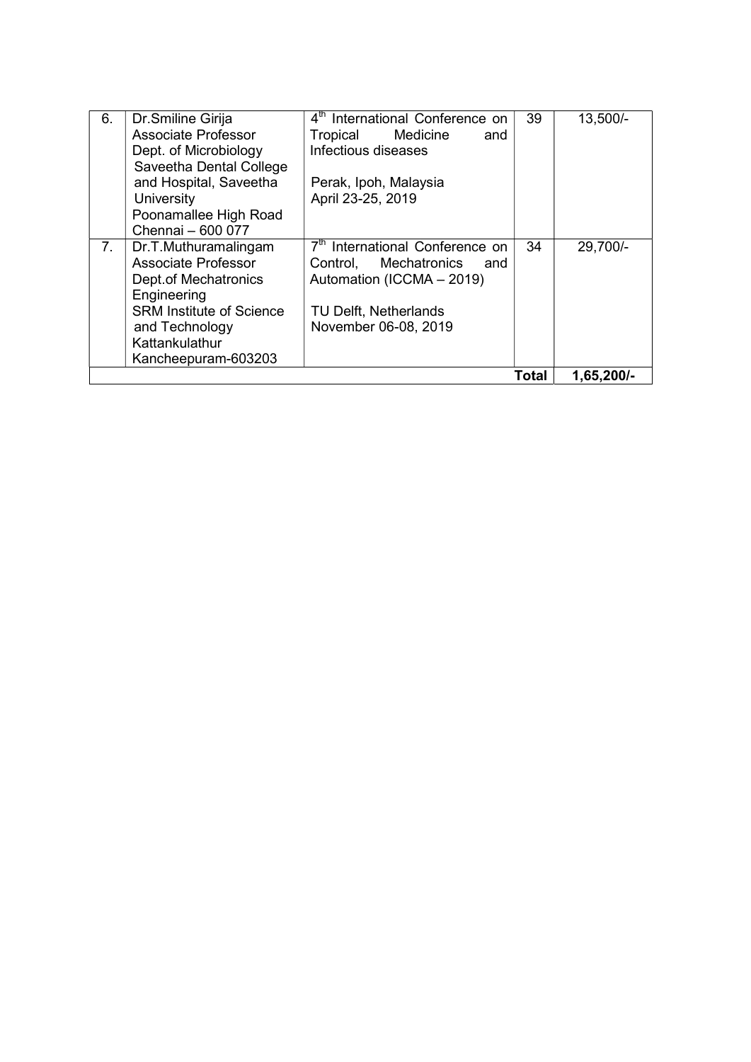| | | | | |
|---|---|---|---|---|
| 6. | Dr.Smiline Girija<br>Associate Professor<br>Dept. of Microbiology<br>Saveetha Dental College and Hospital, Saveetha University<br>Poonamallee High Road<br>Chennai – 600 077 | 4th International Conference on Tropical Medicine and Infectious diseases<br><br>Perak, Ipoh, Malaysia<br>April 23-25, 2019 | 39 | 13,500/- |
| 7. | Dr.T.Muthuramalingam<br>Associate Professor<br>Dept.of Mechatronics Engineering<br>SRM Institute of Science and Technology<br>Kattankulathur<br>Kancheepuram-603203 | 7th International Conference on Control, Mechatronics and Automation (ICCMA – 2019)<br><br>TU Delft, Netherlands<br>November 06-08, 2019 | 34 | 29,700/- |
| | | | **Total** | **1,65,200/-** |